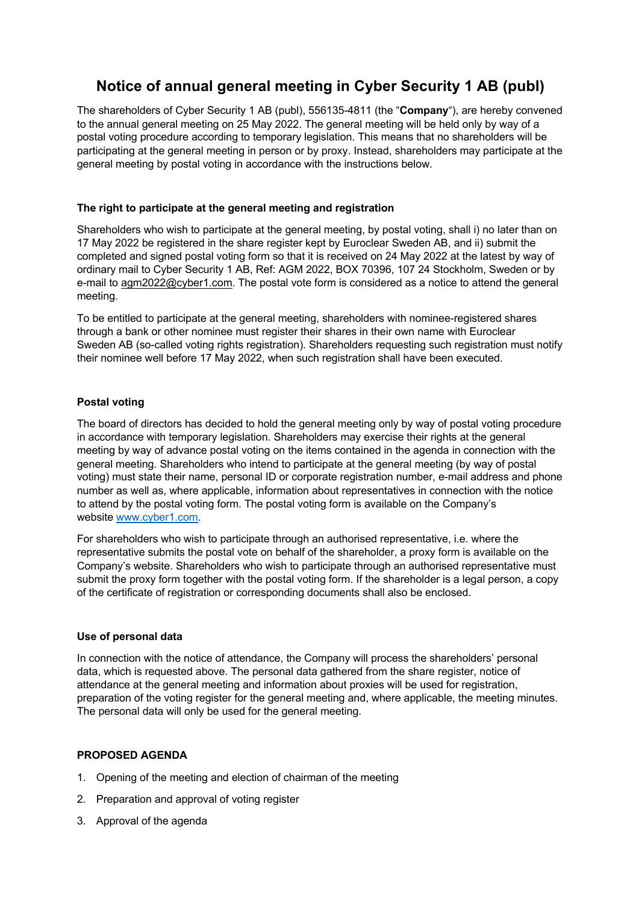# Notice of annual general meeting in Cyber Security 1 AB (publ)

The shareholders of Cyber Security 1 AB (publ), 556135-4811 (the "**Company**"), are hereby convened to the annual general meeting on 25 May 2022. The general meeting will be held only by way of a postal voting procedure according to temporary legislation. This means that no shareholders will be participating at the general meeting in person or by proxy. Instead, shareholders may participate at the general meeting by postal voting in accordance with the instructions below.

### The right to participate at the general meeting and registration

Shareholders who wish to participate at the general meeting, by postal voting, shall i) no later than on 17 May 2022 be registered in the share register kept by Euroclear Sweden AB, and ii) submit the completed and signed postal voting form so that it is received on 24 May 2022 at the latest by way of ordinary mail to Cyber Security 1 AB, Ref: AGM 2022, BOX 70396, 107 24 Stockholm, Sweden or by e-mail to agm2022@cyber1.com. The postal vote form is considered as a notice to attend the general meeting.

To be entitled to participate at the general meeting, shareholders with nominee-registered shares through a bank or other nominee must register their shares in their own name with Euroclear Sweden AB (so-called voting rights registration). Shareholders requesting such registration must notify their nominee well before 17 May 2022, when such registration shall have been executed.

### Postal voting

The board of directors has decided to hold the general meeting only by way of postal voting procedure in accordance with temporary legislation. Shareholders may exercise their rights at the general meeting by way of advance postal voting on the items contained in the agenda in connection with the general meeting. Shareholders who intend to participate at the general meeting (by way of postal voting) must state their name, personal ID or corporate registration number, e-mail address and phone number as well as, where applicable, information about representatives in connection with the notice to attend by the postal voting form. The postal voting form is available on the Company's website www.cyber1.com.

For shareholders who wish to participate through an authorised representative, i.e. where the representative submits the postal vote on behalf of the shareholder, a proxy form is available on the Company's website. Shareholders who wish to participate through an authorised representative must submit the proxy form together with the postal voting form. If the shareholder is a legal person, a copy of the certificate of registration or corresponding documents shall also be enclosed.

### Use of personal data

In connection with the notice of attendance, the Company will process the shareholders' personal data, which is requested above. The personal data gathered from the share register, notice of attendance at the general meeting and information about proxies will be used for registration, preparation of the voting register for the general meeting and, where applicable, the meeting minutes. The personal data will only be used for the general meeting.

### PROPOSED AGENDA

1. Opening of the meeting and election of chairman of the meeting
2. Preparation and approval of voting register
3. Approval of the agenda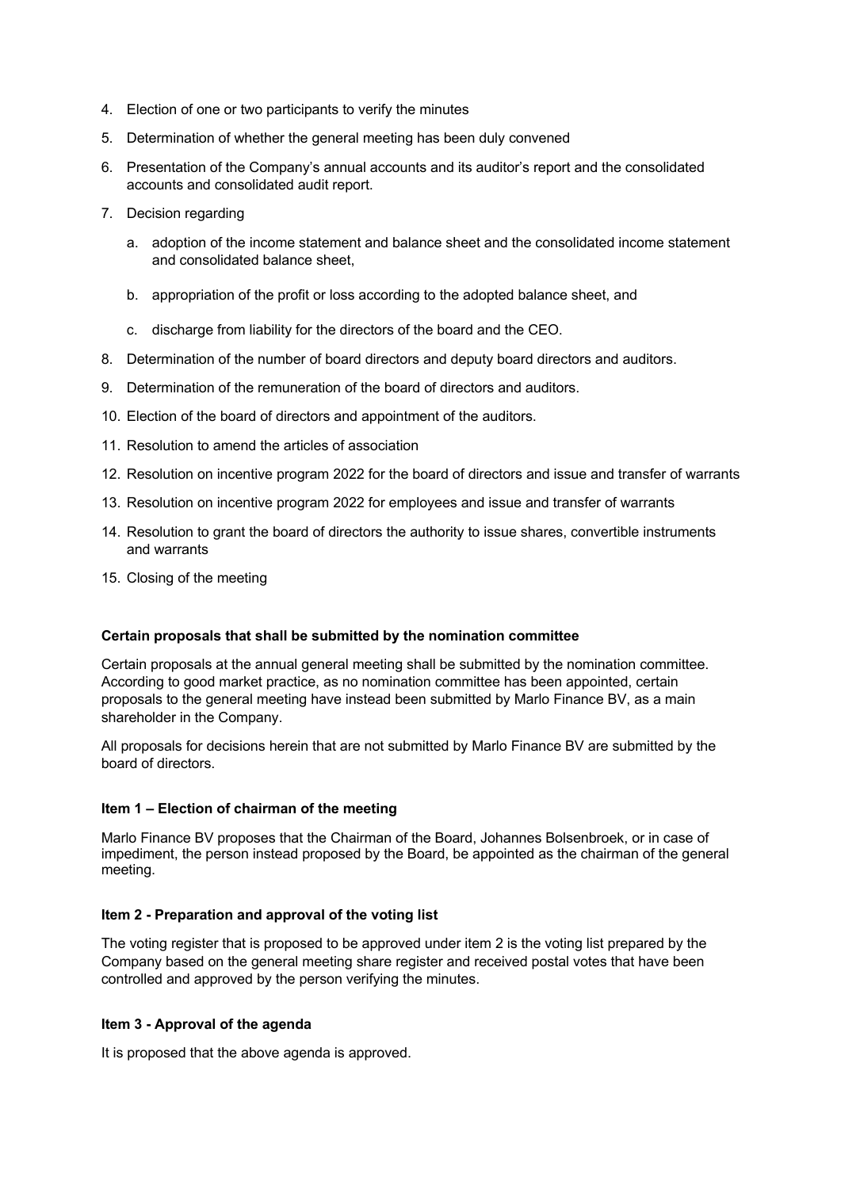4. Election of one or two participants to verify the minutes
5. Determination of whether the general meeting has been duly convened
6. Presentation of the Company's annual accounts and its auditor's report and the consolidated accounts and consolidated audit report.
7. Decision regarding
    a. adoption of the income statement and balance sheet and the consolidated income statement and consolidated balance sheet,
    b. appropriation of the profit or loss according to the adopted balance sheet, and
    c. discharge from liability for the directors of the board and the CEO.
8. Determination of the number of board directors and deputy board directors and auditors.
9. Determination of the remuneration of the board of directors and auditors.
10. Election of the board of directors and appointment of the auditors.
11. Resolution to amend the articles of association
12. Resolution on incentive program 2022 for the board of directors and issue and transfer of warrants
13. Resolution on incentive program 2022 for employees and issue and transfer of warrants
14. Resolution to grant the board of directors the authority to issue shares, convertible instruments and warrants
15. Closing of the meeting

**Certain proposals that shall be submitted by the nomination committee**

Certain proposals at the annual general meeting shall be submitted by the nomination committee. According to good market practice, as no nomination committee has been appointed, certain proposals to the general meeting have instead been submitted by Marlo Finance BV, as a main shareholder in the Company.

All proposals for decisions herein that are not submitted by Marlo Finance BV are submitted by the board of directors.

**Item 1 – Election of chairman of the meeting**

Marlo Finance BV proposes that the Chairman of the Board, Johannes Bolsenbroek, or in case of impediment, the person instead proposed by the Board, be appointed as the chairman of the general meeting.

**Item 2 - Preparation and approval of the voting list**

The voting register that is proposed to be approved under item 2 is the voting list prepared by the Company based on the general meeting share register and received postal votes that have been controlled and approved by the person verifying the minutes.

**Item 3 - Approval of the agenda**

It is proposed that the above agenda is approved.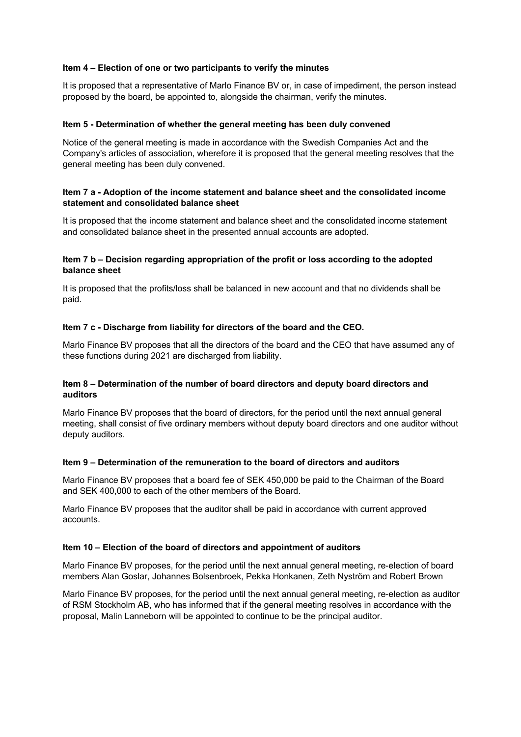**Item 4 – Election of one or two participants to verify the minutes**

It is proposed that a representative of Marlo Finance BV or, in case of impediment, the person instead proposed by the board, be appointed to, alongside the chairman, verify the minutes.

**Item 5 - Determination of whether the general meeting has been duly convened**

Notice of the general meeting is made in accordance with the Swedish Companies Act and the Company's articles of association, wherefore it is proposed that the general meeting resolves that the general meeting has been duly convened.

**Item 7 a - Adoption of the income statement and balance sheet and the consolidated income statement and consolidated balance sheet**

It is proposed that the income statement and balance sheet and the consolidated income statement and consolidated balance sheet in the presented annual accounts are adopted.

**Item 7 b – Decision regarding appropriation of the profit or loss according to the adopted balance sheet**

It is proposed that the profits/loss shall be balanced in new account and that no dividends shall be paid.

**Item 7 c - Discharge from liability for directors of the board and the CEO.**

Marlo Finance BV proposes that all the directors of the board and the CEO that have assumed any of these functions during 2021 are discharged from liability.

**Item 8 – Determination of the number of board directors and deputy board directors and auditors**

Marlo Finance BV proposes that the board of directors, for the period until the next annual general meeting, shall consist of five ordinary members without deputy board directors and one auditor without deputy auditors.

**Item 9 – Determination of the remuneration to the board of directors and auditors**

Marlo Finance BV proposes that a board fee of SEK 450,000 be paid to the Chairman of the Board and SEK 400,000 to each of the other members of the Board.

Marlo Finance BV proposes that the auditor shall be paid in accordance with current approved accounts.

**Item 10 – Election of the board of directors and appointment of auditors**

Marlo Finance BV proposes, for the period until the next annual general meeting, re-election of board members Alan Goslar, Johannes Bolsenbroek, Pekka Honkanen, Zeth Nyström and Robert Brown

Marlo Finance BV proposes, for the period until the next annual general meeting, re-election as auditor of RSM Stockholm AB, who has informed that if the general meeting resolves in accordance with the proposal, Malin Lanneborn will be appointed to continue to be the principal auditor.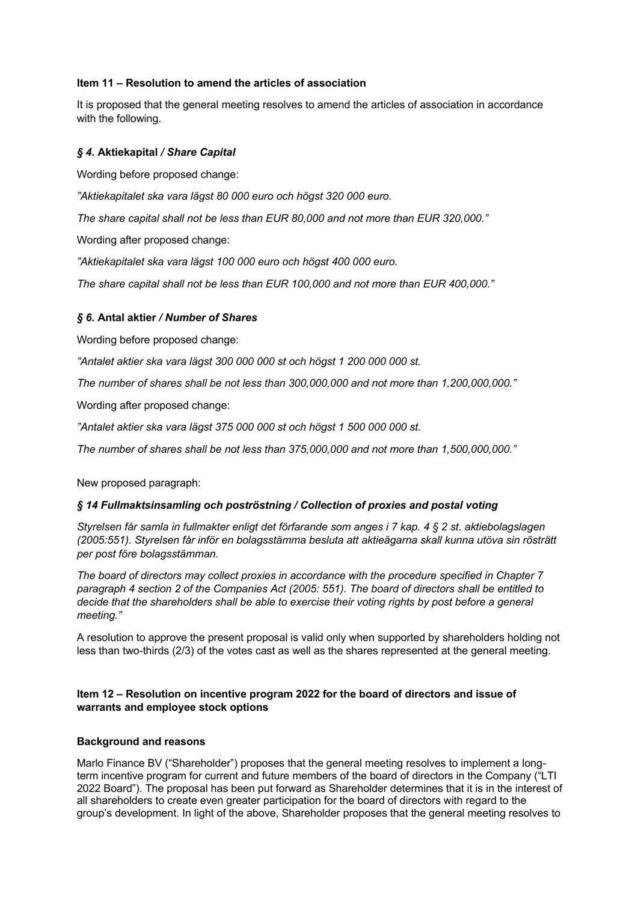### Item 11 – Resolution to amend the articles of association

It is proposed that the general meeting resolves to amend the articles of association in accordance with the following.

#### *§ 4.* Aktiekapital */ Share Capital*

Wording before proposed change:

*"Aktiekapitalet ska vara lägst 80 000 euro och högst 320 000 euro.*

*The share capital shall not be less than EUR 80,000 and not more than EUR 320,000."*

Wording after proposed change:

*"Aktiekapitalet ska vara lägst 100 000 euro och högst 400 000 euro.*

*The share capital shall not be less than EUR 100,000 and not more than EUR 400,000."*

#### *§ 6.* Antal aktier */ Number of Shares*

Wording before proposed change:

*"Antalet aktier ska vara lägst 300 000 000 st och högst 1 200 000 000 st.*

*The number of shares shall be not less than 300,000,000 and not more than 1,200,000,000."*

Wording after proposed change:

*"Antalet aktier ska vara lägst 375 000 000 st och högst 1 500 000 000 st.*

*The number of shares shall be not less than 375,000,000 and not more than 1,500,000,000."*

New proposed paragraph:

#### *§ 14 Fullmaktsinsamling och poströstning / Collection of proxies and postal voting*

*Styrelsen får samla in fullmakter enligt det förfarande som anges i 7 kap. 4 § 2 st. aktiebolagslagen (2005:551). Styrelsen får inför en bolagsstämma besluta att aktieägarna skall kunna utöva sin rösträtt per post före bolagsstämman.*

*The board of directors may collect proxies in accordance with the procedure specified in Chapter 7 paragraph 4 section 2 of the Companies Act (2005: 551). The board of directors shall be entitled to decide that the shareholders shall be able to exercise their voting rights by post before a general meeting."*

A resolution to approve the present proposal is valid only when supported by shareholders holding not less than two-thirds (2/3) of the votes cast as well as the shares represented at the general meeting.

### Item 12 – Resolution on incentive program 2022 for the board of directors and issue of warrants and employee stock options

#### Background and reasons

Marlo Finance BV ("Shareholder") proposes that the general meeting resolves to implement a long-term incentive program for current and future members of the board of directors in the Company ("LTI 2022 Board"). The proposal has been put forward as Shareholder determines that it is in the interest of all shareholders to create even greater participation for the board of directors with regard to the group's development. In light of the above, Shareholder proposes that the general meeting resolves to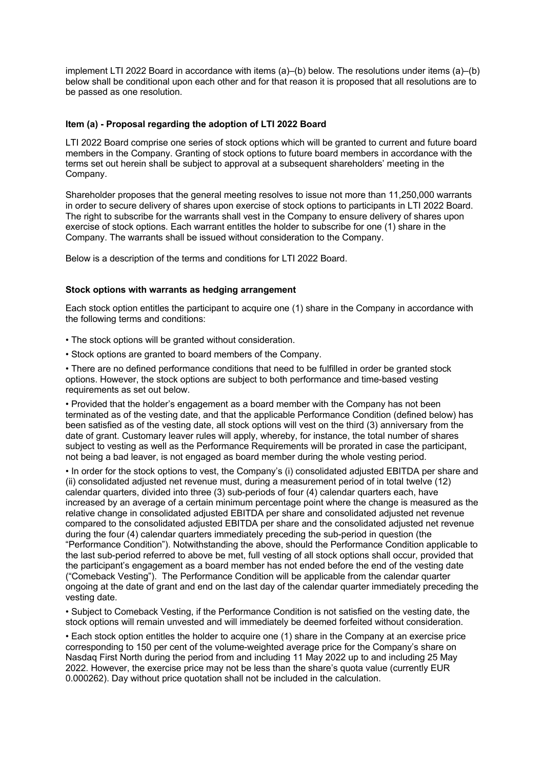implement LTI 2022 Board in accordance with items (a)–(b) below. The resolutions under items (a)–(b) below shall be conditional upon each other and for that reason it is proposed that all resolutions are to be passed as one resolution.

**Item (a) - Proposal regarding the adoption of LTI 2022 Board**

LTI 2022 Board comprise one series of stock options which will be granted to current and future board members in the Company. Granting of stock options to future board members in accordance with the terms set out herein shall be subject to approval at a subsequent shareholders' meeting in the Company.

Shareholder proposes that the general meeting resolves to issue not more than 11,250,000 warrants in order to secure delivery of shares upon exercise of stock options to participants in LTI 2022 Board. The right to subscribe for the warrants shall vest in the Company to ensure delivery of shares upon exercise of stock options. Each warrant entitles the holder to subscribe for one (1) share in the Company. The warrants shall be issued without consideration to the Company.

Below is a description of the terms and conditions for LTI 2022 Board.

**Stock options with warrants as hedging arrangement**

Each stock option entitles the participant to acquire one (1) share in the Company in accordance with the following terms and conditions:

• The stock options will be granted without consideration.

• Stock options are granted to board members of the Company.

• There are no defined performance conditions that need to be fulfilled in order be granted stock options. However, the stock options are subject to both performance and time-based vesting requirements as set out below.

• Provided that the holder's engagement as a board member with the Company has not been terminated as of the vesting date, and that the applicable Performance Condition (defined below) has been satisfied as of the vesting date, all stock options will vest on the third (3) anniversary from the date of grant. Customary leaver rules will apply, whereby, for instance, the total number of shares subject to vesting as well as the Performance Requirements will be prorated in case the participant, not being a bad leaver, is not engaged as board member during the whole vesting period.

• In order for the stock options to vest, the Company's (i) consolidated adjusted EBITDA per share and (ii) consolidated adjusted net revenue must, during a measurement period of in total twelve (12) calendar quarters, divided into three (3) sub-periods of four (4) calendar quarters each, have increased by an average of a certain minimum percentage point where the change is measured as the relative change in consolidated adjusted EBITDA per share and consolidated adjusted net revenue compared to the consolidated adjusted EBITDA per share and the consolidated adjusted net revenue during the four (4) calendar quarters immediately preceding the sub-period in question (the "Performance Condition"). Notwithstanding the above, should the Performance Condition applicable to the last sub-period referred to above be met, full vesting of all stock options shall occur, provided that the participant's engagement as a board member has not ended before the end of the vesting date ("Comeback Vesting"). The Performance Condition will be applicable from the calendar quarter ongoing at the date of grant and end on the last day of the calendar quarter immediately preceding the vesting date.

• Subject to Comeback Vesting, if the Performance Condition is not satisfied on the vesting date, the stock options will remain unvested and will immediately be deemed forfeited without consideration.

• Each stock option entitles the holder to acquire one (1) share in the Company at an exercise price corresponding to 150 per cent of the volume-weighted average price for the Company's share on Nasdaq First North during the period from and including 11 May 2022 up to and including 25 May 2022. However, the exercise price may not be less than the share's quota value (currently EUR 0.000262). Day without price quotation shall not be included in the calculation.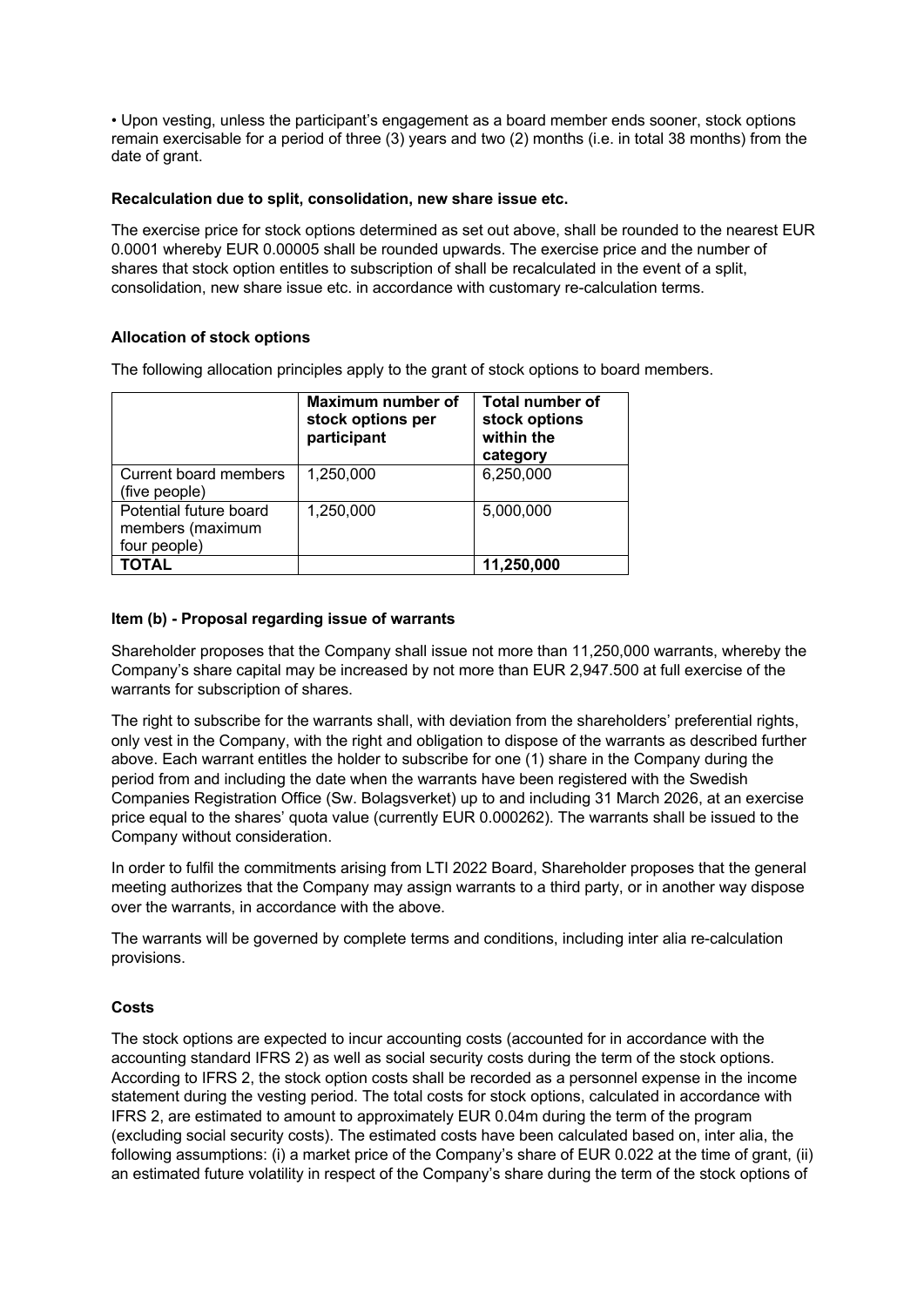• Upon vesting, unless the participant's engagement as a board member ends sooner, stock options remain exercisable for a period of three (3) years and two (2) months (i.e. in total 38 months) from the date of grant.

**Recalculation due to split, consolidation, new share issue etc.**

The exercise price for stock options determined as set out above, shall be rounded to the nearest EUR 0.0001 whereby EUR 0.00005 shall be rounded upwards. The exercise price and the number of shares that stock option entitles to subscription of shall be recalculated in the event of a split, consolidation, new share issue etc. in accordance with customary re-calculation terms.

**Allocation of stock options**

The following allocation principles apply to the grant of stock options to board members.

| | **Maximum number of stock options per participant** | **Total number of stock options within the category** |
|---|---|---|
| Current board members (five people) | 1,250,000 | 6,250,000 |
| Potential future board members (maximum four people) | 1,250,000 | 5,000,000 |
| **TOTAL** | | **11,250,000** |

**Item (b) - Proposal regarding issue of warrants**

Shareholder proposes that the Company shall issue not more than 11,250,000 warrants, whereby the Company's share capital may be increased by not more than EUR 2,947.500 at full exercise of the warrants for subscription of shares.

The right to subscribe for the warrants shall, with deviation from the shareholders' preferential rights, only vest in the Company, with the right and obligation to dispose of the warrants as described further above. Each warrant entitles the holder to subscribe for one (1) share in the Company during the period from and including the date when the warrants have been registered with the Swedish Companies Registration Office (Sw. Bolagsverket) up to and including 31 March 2026, at an exercise price equal to the shares' quota value (currently EUR 0.000262). The warrants shall be issued to the Company without consideration.

In order to fulfil the commitments arising from LTI 2022 Board, Shareholder proposes that the general meeting authorizes that the Company may assign warrants to a third party, or in another way dispose over the warrants, in accordance with the above.

The warrants will be governed by complete terms and conditions, including inter alia re-calculation provisions.

**Costs**

The stock options are expected to incur accounting costs (accounted for in accordance with the accounting standard IFRS 2) as well as social security costs during the term of the stock options. According to IFRS 2, the stock option costs shall be recorded as a personnel expense in the income statement during the vesting period. The total costs for stock options, calculated in accordance with IFRS 2, are estimated to amount to approximately EUR 0.04m during the term of the program (excluding social security costs). The estimated costs have been calculated based on, inter alia, the following assumptions: (i) a market price of the Company's share of EUR 0.022 at the time of grant, (ii) an estimated future volatility in respect of the Company's share during the term of the stock options of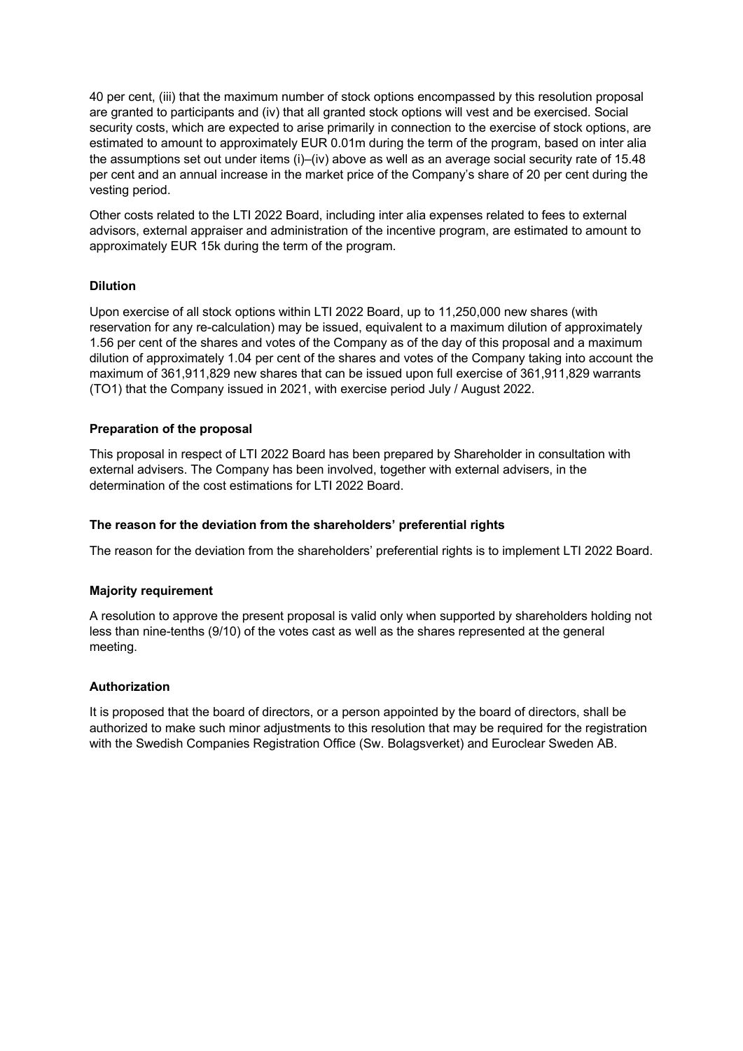40 per cent, (iii) that the maximum number of stock options encompassed by this resolution proposal are granted to participants and (iv) that all granted stock options will vest and be exercised. Social security costs, which are expected to arise primarily in connection to the exercise of stock options, are estimated to amount to approximately EUR 0.01m during the term of the program, based on inter alia the assumptions set out under items (i)–(iv) above as well as an average social security rate of 15.48 per cent and an annual increase in the market price of the Company's share of 20 per cent during the vesting period.

Other costs related to the LTI 2022 Board, including inter alia expenses related to fees to external advisors, external appraiser and administration of the incentive program, are estimated to amount to approximately EUR 15k during the term of the program.

**Dilution**

Upon exercise of all stock options within LTI 2022 Board, up to 11,250,000 new shares (with reservation for any re-calculation) may be issued, equivalent to a maximum dilution of approximately 1.56 per cent of the shares and votes of the Company as of the day of this proposal and a maximum dilution of approximately 1.04 per cent of the shares and votes of the Company taking into account the maximum of 361,911,829 new shares that can be issued upon full exercise of 361,911,829 warrants (TO1) that the Company issued in 2021, with exercise period July / August 2022.

**Preparation of the proposal**

This proposal in respect of LTI 2022 Board has been prepared by Shareholder in consultation with external advisers. The Company has been involved, together with external advisers, in the determination of the cost estimations for LTI 2022 Board.

**The reason for the deviation from the shareholders' preferential rights**

The reason for the deviation from the shareholders' preferential rights is to implement LTI 2022 Board.

**Majority requirement**

A resolution to approve the present proposal is valid only when supported by shareholders holding not less than nine-tenths (9/10) of the votes cast as well as the shares represented at the general meeting.

**Authorization**

It is proposed that the board of directors, or a person appointed by the board of directors, shall be authorized to make such minor adjustments to this resolution that may be required for the registration with the Swedish Companies Registration Office (Sw. Bolagsverket) and Euroclear Sweden AB.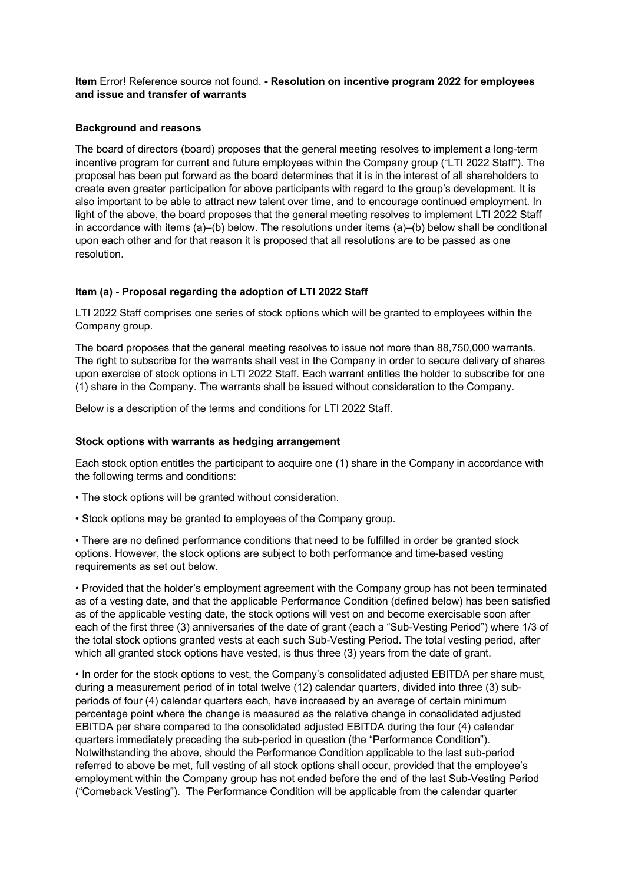**Item** Error! Reference source not found. **- Resolution on incentive program 2022 for employees and issue and transfer of warrants**

**Background and reasons**

The board of directors (board) proposes that the general meeting resolves to implement a long-term incentive program for current and future employees within the Company group ("LTI 2022 Staff"). The proposal has been put forward as the board determines that it is in the interest of all shareholders to create even greater participation for above participants with regard to the group's development. It is also important to be able to attract new talent over time, and to encourage continued employment. In light of the above, the board proposes that the general meeting resolves to implement LTI 2022 Staff in accordance with items (a)–(b) below. The resolutions under items (a)–(b) below shall be conditional upon each other and for that reason it is proposed that all resolutions are to be passed as one resolution.

**Item (a) - Proposal regarding the adoption of LTI 2022 Staff**

LTI 2022 Staff comprises one series of stock options which will be granted to employees within the Company group.

The board proposes that the general meeting resolves to issue not more than 88,750,000 warrants. The right to subscribe for the warrants shall vest in the Company in order to secure delivery of shares upon exercise of stock options in LTI 2022 Staff. Each warrant entitles the holder to subscribe for one (1) share in the Company. The warrants shall be issued without consideration to the Company.

Below is a description of the terms and conditions for LTI 2022 Staff.

**Stock options with warrants as hedging arrangement**

Each stock option entitles the participant to acquire one (1) share in the Company in accordance with the following terms and conditions:

• The stock options will be granted without consideration.

• Stock options may be granted to employees of the Company group.

• There are no defined performance conditions that need to be fulfilled in order be granted stock options. However, the stock options are subject to both performance and time-based vesting requirements as set out below.

• Provided that the holder's employment agreement with the Company group has not been terminated as of a vesting date, and that the applicable Performance Condition (defined below) has been satisfied as of the applicable vesting date, the stock options will vest on and become exercisable soon after each of the first three (3) anniversaries of the date of grant (each a "Sub-Vesting Period") where 1/3 of the total stock options granted vests at each such Sub-Vesting Period. The total vesting period, after which all granted stock options have vested, is thus three (3) years from the date of grant.

• In order for the stock options to vest, the Company's consolidated adjusted EBITDA per share must, during a measurement period of in total twelve (12) calendar quarters, divided into three (3) sub-periods of four (4) calendar quarters each, have increased by an average of certain minimum percentage point where the change is measured as the relative change in consolidated adjusted EBITDA per share compared to the consolidated adjusted EBITDA during the four (4) calendar quarters immediately preceding the sub-period in question (the "Performance Condition"). Notwithstanding the above, should the Performance Condition applicable to the last sub-period referred to above be met, full vesting of all stock options shall occur, provided that the employee's employment within the Company group has not ended before the end of the last Sub-Vesting Period ("Comeback Vesting"). The Performance Condition will be applicable from the calendar quarter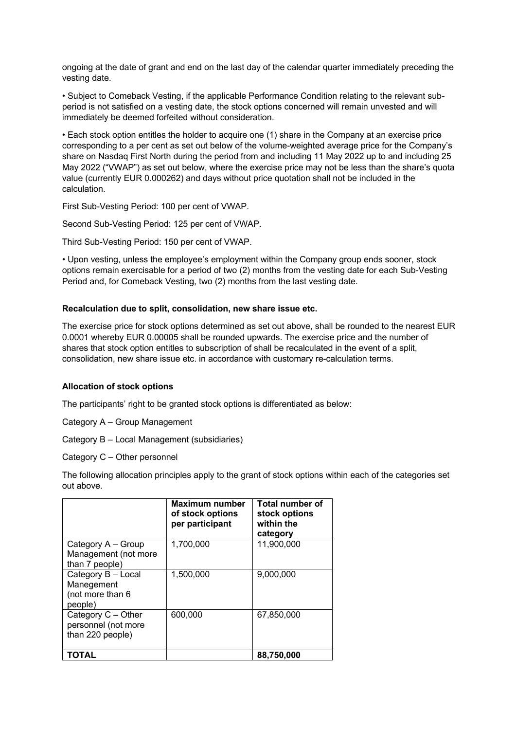ongoing at the date of grant and end on the last day of the calendar quarter immediately preceding the vesting date.

- Subject to Comeback Vesting, if the applicable Performance Condition relating to the relevant sub-period is not satisfied on a vesting date, the stock options concerned will remain unvested and will immediately be deemed forfeited without consideration.

- Each stock option entitles the holder to acquire one (1) share in the Company at an exercise price corresponding to a per cent as set out below of the volume-weighted average price for the Company's share on Nasdaq First North during the period from and including 11 May 2022 up to and including 25 May 2022 ("VWAP") as set out below, where the exercise price may not be less than the share's quota value (currently EUR 0.000262) and days without price quotation shall not be included in the calculation.

First Sub-Vesting Period: 100 per cent of VWAP.

Second Sub-Vesting Period: 125 per cent of VWAP.

Third Sub-Vesting Period: 150 per cent of VWAP.

- Upon vesting, unless the employee's employment within the Company group ends sooner, stock options remain exercisable for a period of two (2) months from the vesting date for each Sub-Vesting Period and, for Comeback Vesting, two (2) months from the last vesting date.

**Recalculation due to split, consolidation, new share issue etc.**

The exercise price for stock options determined as set out above, shall be rounded to the nearest EUR 0.0001 whereby EUR 0.00005 shall be rounded upwards. The exercise price and the number of shares that stock option entitles to subscription of shall be recalculated in the event of a split, consolidation, new share issue etc. in accordance with customary re-calculation terms.

**Allocation of stock options**

The participants' right to be granted stock options is differentiated as below:

Category A – Group Management

Category B – Local Management (subsidiaries)

Category C – Other personnel

The following allocation principles apply to the grant of stock options within each of the categories set out above.

| | **Maximum number of stock options per participant** | **Total number of stock options within the category** |
|---|---|---|
| Category A – Group Management (not more than 7 people) | 1,700,000 | 11,900,000 |
| Category B – Local Manegement (not more than 6 people) | 1,500,000 | 9,000,000 |
| Category C – Other personnel (not more than 220 people) | 600,000 | 67,850,000 |
| **TOTAL** | | **88,750,000** |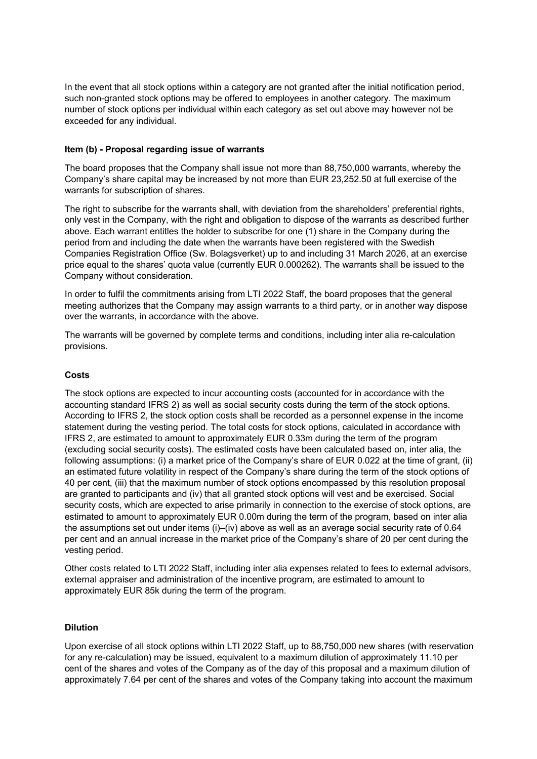In the event that all stock options within a category are not granted after the initial notification period, such non-granted stock options may be offered to employees in another category. The maximum number of stock options per individual within each category as set out above may however not be exceeded for any individual.

**Item (b) - Proposal regarding issue of warrants**

The board proposes that the Company shall issue not more than 88,750,000 warrants, whereby the Company's share capital may be increased by not more than EUR 23,252.50 at full exercise of the warrants for subscription of shares.

The right to subscribe for the warrants shall, with deviation from the shareholders' preferential rights, only vest in the Company, with the right and obligation to dispose of the warrants as described further above. Each warrant entitles the holder to subscribe for one (1) share in the Company during the period from and including the date when the warrants have been registered with the Swedish Companies Registration Office (Sw. Bolagsverket) up to and including 31 March 2026, at an exercise price equal to the shares' quota value (currently EUR 0.000262). The warrants shall be issued to the Company without consideration.

In order to fulfil the commitments arising from LTI 2022 Staff, the board proposes that the general meeting authorizes that the Company may assign warrants to a third party, or in another way dispose over the warrants, in accordance with the above.

The warrants will be governed by complete terms and conditions, including inter alia re-calculation provisions.

**Costs**

The stock options are expected to incur accounting costs (accounted for in accordance with the accounting standard IFRS 2) as well as social security costs during the term of the stock options. According to IFRS 2, the stock option costs shall be recorded as a personnel expense in the income statement during the vesting period. The total costs for stock options, calculated in accordance with IFRS 2, are estimated to amount to approximately EUR 0.33m during the term of the program (excluding social security costs). The estimated costs have been calculated based on, inter alia, the following assumptions: (i) a market price of the Company's share of EUR 0.022 at the time of grant, (ii) an estimated future volatility in respect of the Company's share during the term of the stock options of 40 per cent, (iii) that the maximum number of stock options encompassed by this resolution proposal are granted to participants and (iv) that all granted stock options will vest and be exercised. Social security costs, which are expected to arise primarily in connection to the exercise of stock options, are estimated to amount to approximately EUR 0.00m during the term of the program, based on inter alia the assumptions set out under items (i)–(iv) above as well as an average social security rate of 0.64 per cent and an annual increase in the market price of the Company's share of 20 per cent during the vesting period.

Other costs related to LTI 2022 Staff, including inter alia expenses related to fees to external advisors, external appraiser and administration of the incentive program, are estimated to amount to approximately EUR 85k during the term of the program.

**Dilution**

Upon exercise of all stock options within LTI 2022 Staff, up to 88,750,000 new shares (with reservation for any re-calculation) may be issued, equivalent to a maximum dilution of approximately 11.10 per cent of the shares and votes of the Company as of the day of this proposal and a maximum dilution of approximately 7.64 per cent of the shares and votes of the Company taking into account the maximum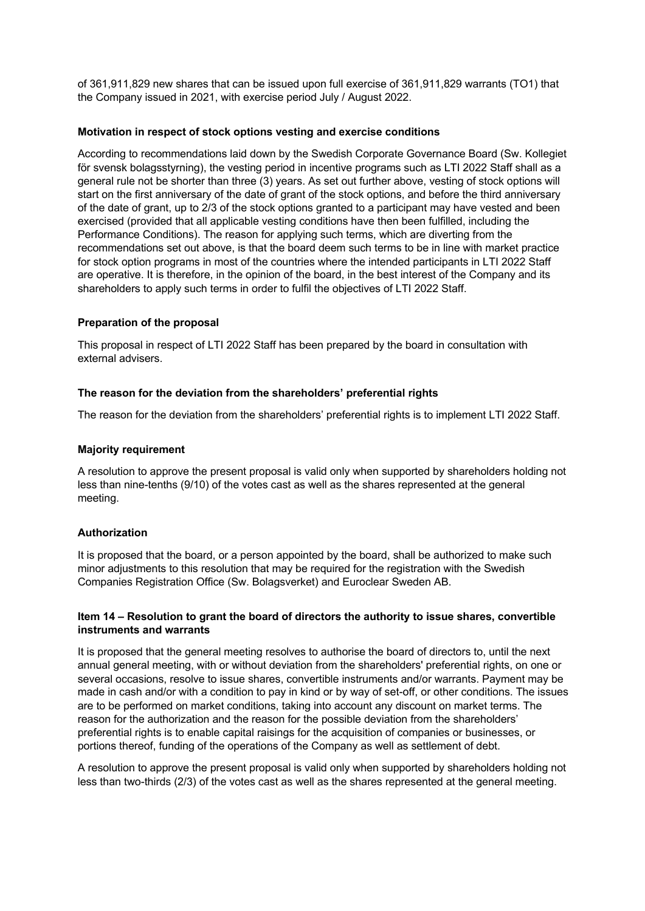of 361,911,829 new shares that can be issued upon full exercise of 361,911,829 warrants (TO1) that the Company issued in 2021, with exercise period July / August 2022.

**Motivation in respect of stock options vesting and exercise conditions**

According to recommendations laid down by the Swedish Corporate Governance Board (Sw. Kollegiet för svensk bolagsstyrning), the vesting period in incentive programs such as LTI 2022 Staff shall as a general rule not be shorter than three (3) years. As set out further above, vesting of stock options will start on the first anniversary of the date of grant of the stock options, and before the third anniversary of the date of grant, up to 2/3 of the stock options granted to a participant may have vested and been exercised (provided that all applicable vesting conditions have then been fulfilled, including the Performance Conditions). The reason for applying such terms, which are diverting from the recommendations set out above, is that the board deem such terms to be in line with market practice for stock option programs in most of the countries where the intended participants in LTI 2022 Staff are operative. It is therefore, in the opinion of the board, in the best interest of the Company and its shareholders to apply such terms in order to fulfil the objectives of LTI 2022 Staff.

**Preparation of the proposal**

This proposal in respect of LTI 2022 Staff has been prepared by the board in consultation with external advisers.

**The reason for the deviation from the shareholders' preferential rights**

The reason for the deviation from the shareholders' preferential rights is to implement LTI 2022 Staff.

**Majority requirement**

A resolution to approve the present proposal is valid only when supported by shareholders holding not less than nine-tenths (9/10) of the votes cast as well as the shares represented at the general meeting.

**Authorization**

It is proposed that the board, or a person appointed by the board, shall be authorized to make such minor adjustments to this resolution that may be required for the registration with the Swedish Companies Registration Office (Sw. Bolagsverket) and Euroclear Sweden AB.

**Item 14 – Resolution to grant the board of directors the authority to issue shares, convertible instruments and warrants**

It is proposed that the general meeting resolves to authorise the board of directors to, until the next annual general meeting, with or without deviation from the shareholders' preferential rights, on one or several occasions, resolve to issue shares, convertible instruments and/or warrants. Payment may be made in cash and/or with a condition to pay in kind or by way of set-off, or other conditions. The issues are to be performed on market conditions, taking into account any discount on market terms. The reason for the authorization and the reason for the possible deviation from the shareholders' preferential rights is to enable capital raisings for the acquisition of companies or businesses, or portions thereof, funding of the operations of the Company as well as settlement of debt.

A resolution to approve the present proposal is valid only when supported by shareholders holding not less than two-thirds (2/3) of the votes cast as well as the shares represented at the general meeting.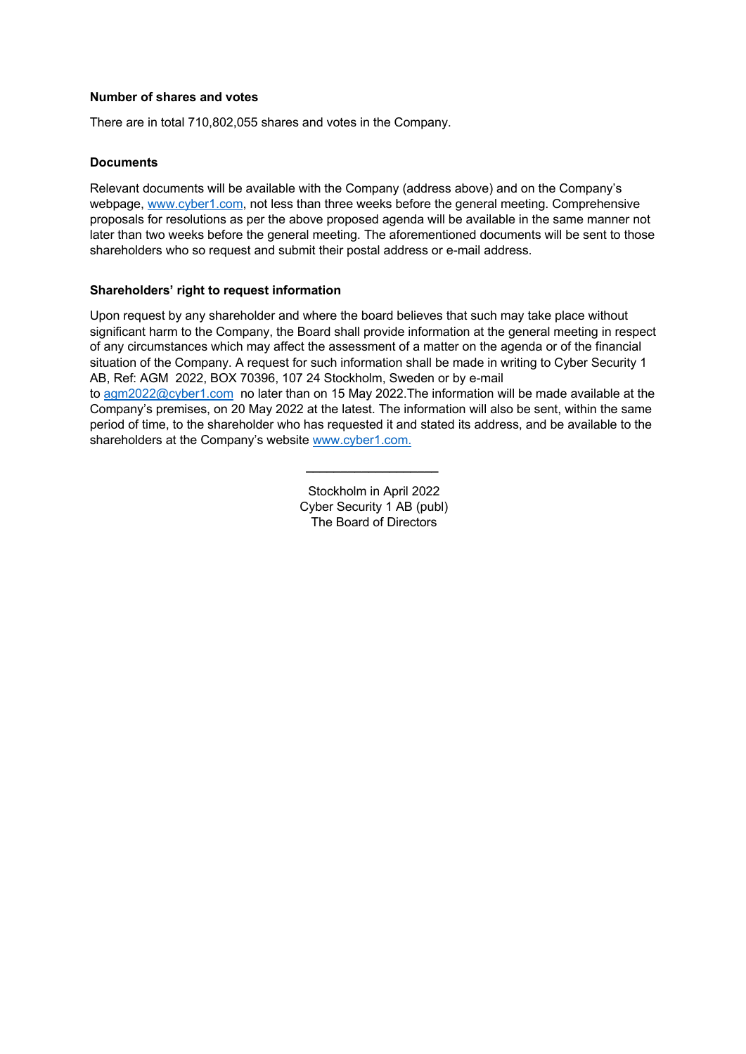**Number of shares and votes**

There are in total 710,802,055 shares and votes in the Company.

**Documents**

Relevant documents will be available with the Company (address above) and on the Company's webpage, www.cyber1.com, not less than three weeks before the general meeting. Comprehensive proposals for resolutions as per the above proposed agenda will be available in the same manner not later than two weeks before the general meeting. The aforementioned documents will be sent to those shareholders who so request and submit their postal address or e-mail address.

**Shareholders' right to request information**

Upon request by any shareholder and where the board believes that such may take place without significant harm to the Company, the Board shall provide information at the general meeting in respect of any circumstances which may affect the assessment of a matter on the agenda or of the financial situation of the Company. A request for such information shall be made in writing to Cyber Security 1 AB, Ref: AGM 2022, BOX 70396, 107 24 Stockholm, Sweden or by e-mail to agm2022@cyber1.com no later than on 15 May 2022.The information will be made available at the Company's premises, on 20 May 2022 at the latest. The information will also be sent, within the same period of time, to the shareholder who has requested it and stated its address, and be available to the shareholders at the Company's website www.cyber1.com.

---

Stockholm in April 2022
Cyber Security 1 AB (publ)
The Board of Directors